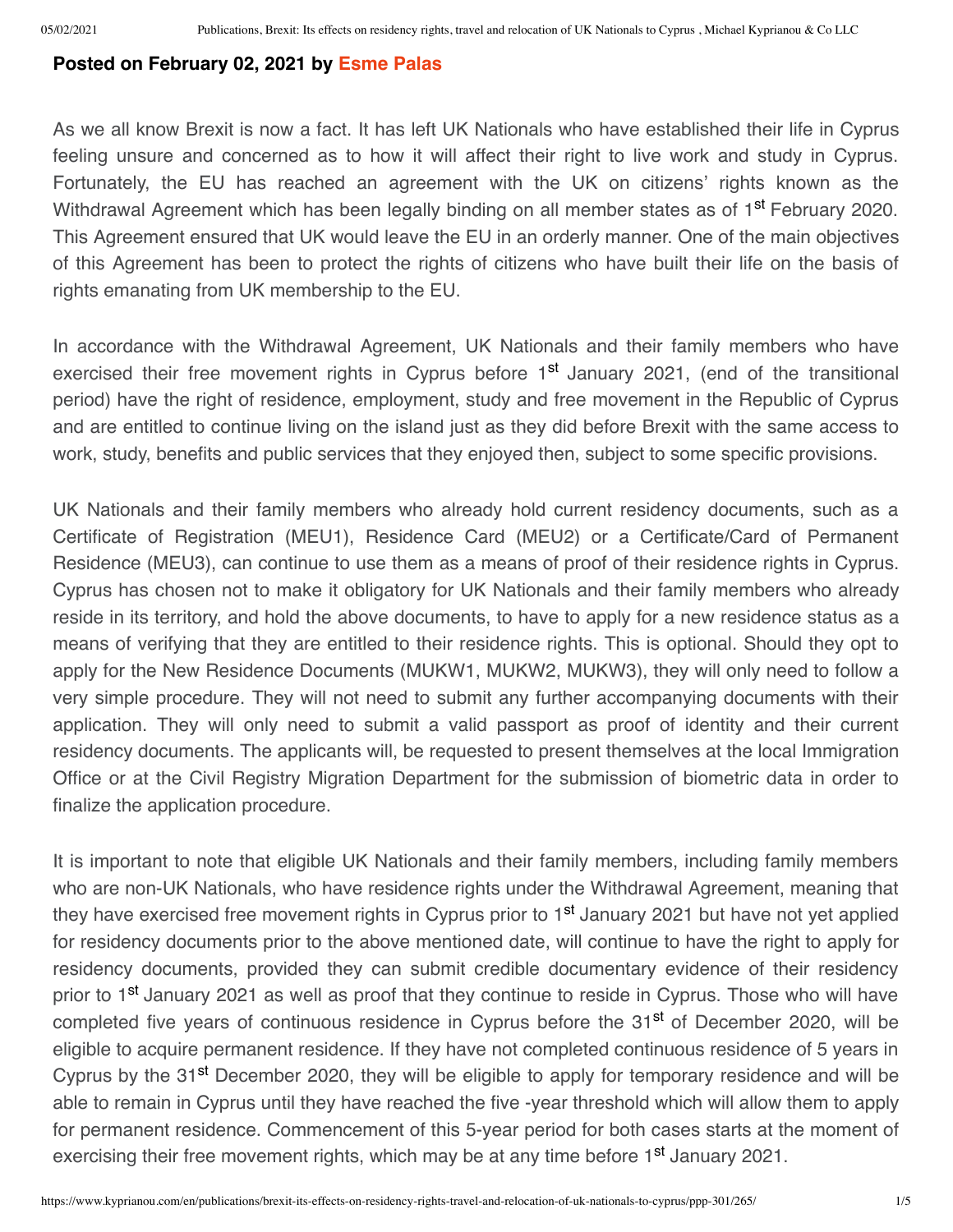**Posted on February 02, 2021 by Esme Palas**

As we all know Brexit is now a fact. It has left UK Nationals who have established their life in Cyprus feeling unsure and concerned as to how it will affect their right to live work and study in Cyprus. Fortunately, the EU has reached an agreement with the UK on citizens' rights known as the Withdrawal Agreement which has been legally binding on all member states as of 1st February 2020. This Agreement ensured that UK would leave the EU in an orderly manner. One of the main objectives of this Agreement has been to protect the rights of citizens who have built their life on the basis of rights emanating from UK membership to the EU.

In accordance with the Withdrawal Agreement, UK Nationals and their family members who have exercised their free movement rights in Cyprus before 1st January 2021, (end of the transitional period) have the right of residence, employment, study and free movement in the Republic of Cyprus and are entitled to continue living on the island just as they did before Brexit with the same access to work, study, benefits and public services that they enjoyed then, subject to some specific provisions.

UK Nationals and their family members who already hold current residency documents, such as a Certificate of Registration (MEU1), Residence Card (MEU2) or a Certificate/Card of Permanent Residence (MEU3), can continue to use them as a means of proof of their residence rights in Cyprus. Cyprus has chosen not to make it obligatory for UK Nationals and their family members who already reside in its territory, and hold the above documents, to have to apply for a new residence status as a means of verifying that they are entitled to their residence rights. This is optional. Should they opt to apply for the New Residence Documents (MUKW1, MUKW2, MUKW3), they will only need to follow a very simple procedure. They will not need to submit any further accompanying documents with their application. They will only need to submit a valid passport as proof of identity and their current residency documents. The applicants will, be requested to present themselves at the local Immigration Office or at the Civil Registry Migration Department for the submission of biometric data in order to finalize the application procedure.

It is important to note that eligible UK Nationals and their family members, including family members who are non-UK Nationals, who have residence rights under the Withdrawal Agreement, meaning that they have exercised free movement rights in Cyprus prior to 1st January 2021 but have not yet applied for residency documents prior to the above mentioned date, will continue to have the right to apply for residency documents, provided they can submit credible documentary evidence of their residency prior to 1st January 2021 as well as proof that they continue to reside in Cyprus. Those who will have completed five years of continuous residence in Cyprus before the 31st of December 2020, will be eligible to acquire permanent residence. If they have not completed continuous residence of 5 years in Cyprus by the 31st December 2020, they will be eligible to apply for temporary residence and will be able to remain in Cyprus until they have reached the five -year threshold which will allow them to apply for permanent residence. Commencement of this 5-year period for both cases starts at the moment of exercising their free movement rights, which may be at any time before 1st January 2021.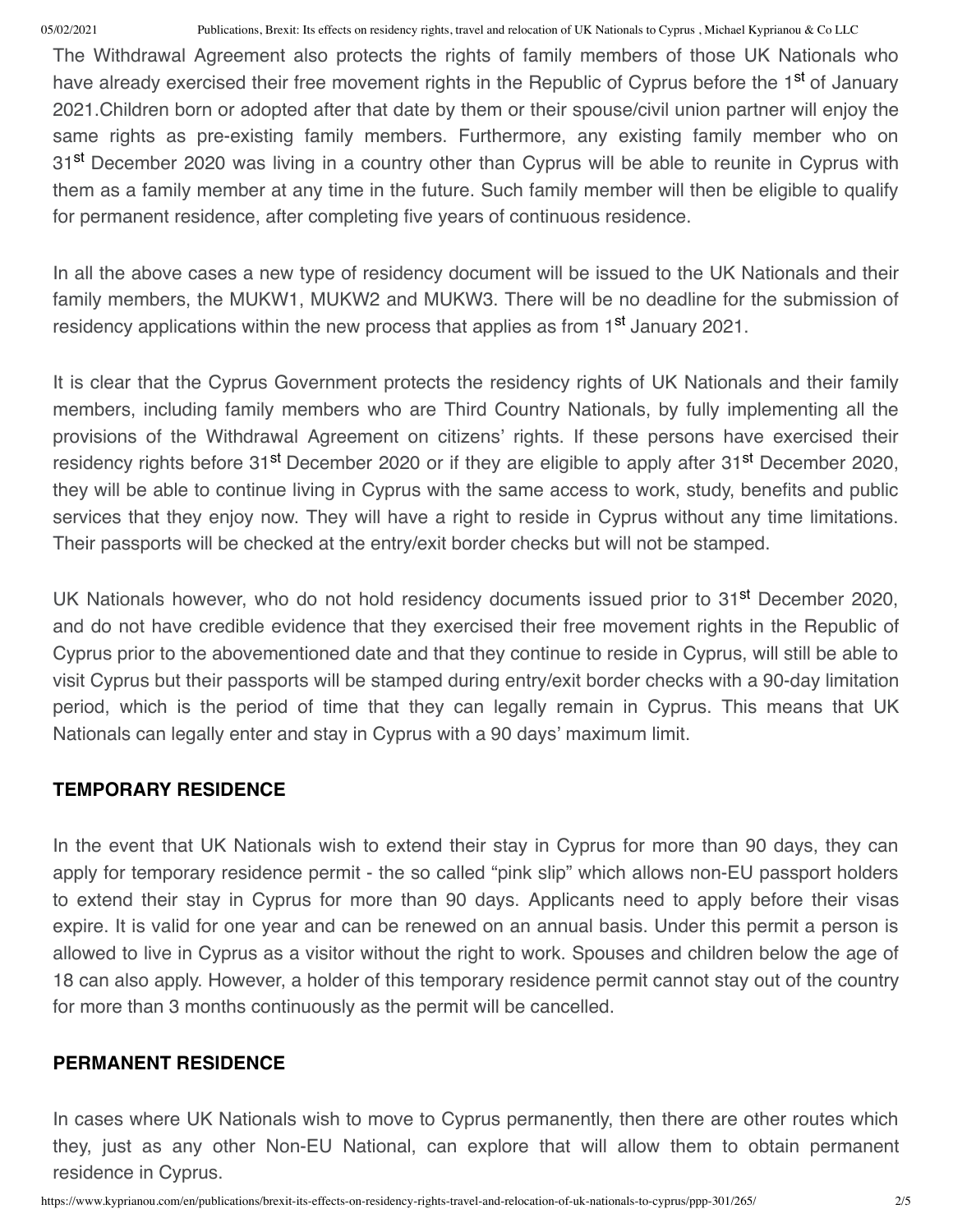The Withdrawal Agreement also protects the rights of family members of those UK Nationals who have already exercised their free movement rights in the Republic of Cyprus before the 1st of January 2021.Children born or adopted after that date by them or their spouse/civil union partner will enjoy the same rights as pre-existing family members. Furthermore, any existing family member who on 31st December 2020 was living in a country other than Cyprus will be able to reunite in Cyprus with them as a family member at any time in the future. Such family member will then be eligible to qualify for permanent residence, after completing five years of continuous residence.

In all the above cases a new type of residency document will be issued to the UK Nationals and their family members, the MUKW1, MUKW2 and MUKW3. There will be no deadline for the submission of residency applications within the new process that applies as from 1st January 2021.

It is clear that the Cyprus Government protects the residency rights of UK Nationals and their family members, including family members who are Third Country Nationals, by fully implementing all the provisions of the Withdrawal Agreement on citizens' rights. If these persons have exercised their residency rights before 31st December 2020 or if they are eligible to apply after 31st December 2020, they will be able to continue living in Cyprus with the same access to work, study, benefits and public services that they enjoy now. They will have a right to reside in Cyprus without any time limitations. Their passports will be checked at the entry/exit border checks but will not be stamped.

UK Nationals however, who do not hold residency documents issued prior to 31st December 2020, and do not have credible evidence that they exercised their free movement rights in the Republic of Cyprus prior to the abovementioned date and that they continue to reside in Cyprus, will still be able to visit Cyprus but their passports will be stamped during entry/exit border checks with a 90-day limitation period, which is the period of time that they can legally remain in Cyprus. This means that UK Nationals can legally enter and stay in Cyprus with a 90 days' maximum limit.

## TEMPORARY RESIDENCE

In the event that UK Nationals wish to extend their stay in Cyprus for more than 90 days, they can apply for temporary residence permit - the so called "pink slip" which allows non-EU passport holders to extend their stay in Cyprus for more than 90 days. Applicants need to apply before their visas expire. It is valid for one year and can be renewed on an annual basis. Under this permit a person is allowed to live in Cyprus as a visitor without the right to work. Spouses and children below the age of 18 can also apply. However, a holder of this temporary residence permit cannot stay out of the country for more than 3 months continuously as the permit will be cancelled.

## PERMANENT RESIDENCE

In cases where UK Nationals wish to move to Cyprus permanently, then there are other routes which they, just as any other Non-EU National, can explore that will allow them to obtain permanent residence in Cyprus.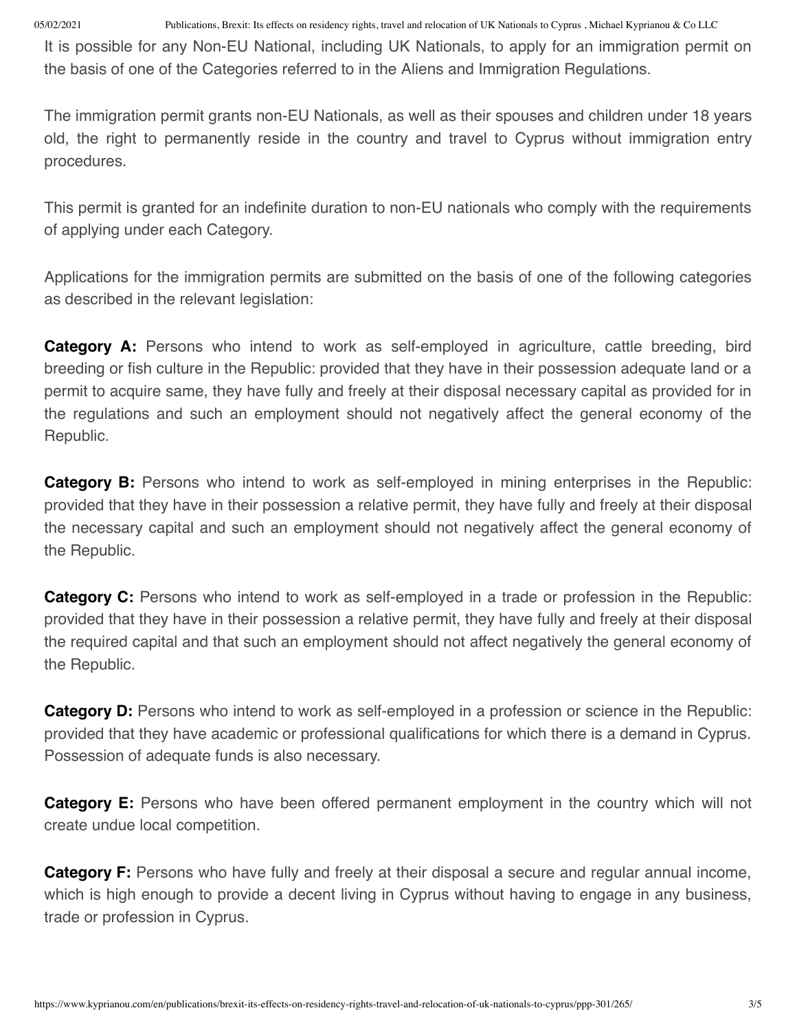It is possible for any Non-EU National, including UK Nationals, to apply for an immigration permit on the basis of one of the Categories referred to in the Aliens and Immigration Regulations.

The immigration permit grants non-EU Nationals, as well as their spouses and children under 18 years old, the right to permanently reside in the country and travel to Cyprus without immigration entry procedures.

This permit is granted for an indefinite duration to non-EU nationals who comply with the requirements of applying under each Category.

Applications for the immigration permits are submitted on the basis of one of the following categories as described in the relevant legislation:

**Category A:** Persons who intend to work as self-employed in agriculture, cattle breeding, bird breeding or fish culture in the Republic: provided that they have in their possession adequate land or a permit to acquire same, they have fully and freely at their disposal necessary capital as provided for in the regulations and such an employment should not negatively affect the general economy of the Republic.

**Category B:** Persons who intend to work as self-employed in mining enterprises in the Republic: provided that they have in their possession a relative permit, they have fully and freely at their disposal the necessary capital and such an employment should not negatively affect the general economy of the Republic.

**Category C:** Persons who intend to work as self-employed in a trade or profession in the Republic: provided that they have in their possession a relative permit, they have fully and freely at their disposal the required capital and that such an employment should not affect negatively the general economy of the Republic.

**Category D:** Persons who intend to work as self-employed in a profession or science in the Republic: provided that they have academic or professional qualifications for which there is a demand in Cyprus. Possession of adequate funds is also necessary.

**Category E:** Persons who have been offered permanent employment in the country which will not create undue local competition.

**Category F:** Persons who have fully and freely at their disposal a secure and regular annual income, which is high enough to provide a decent living in Cyprus without having to engage in any business, trade or profession in Cyprus.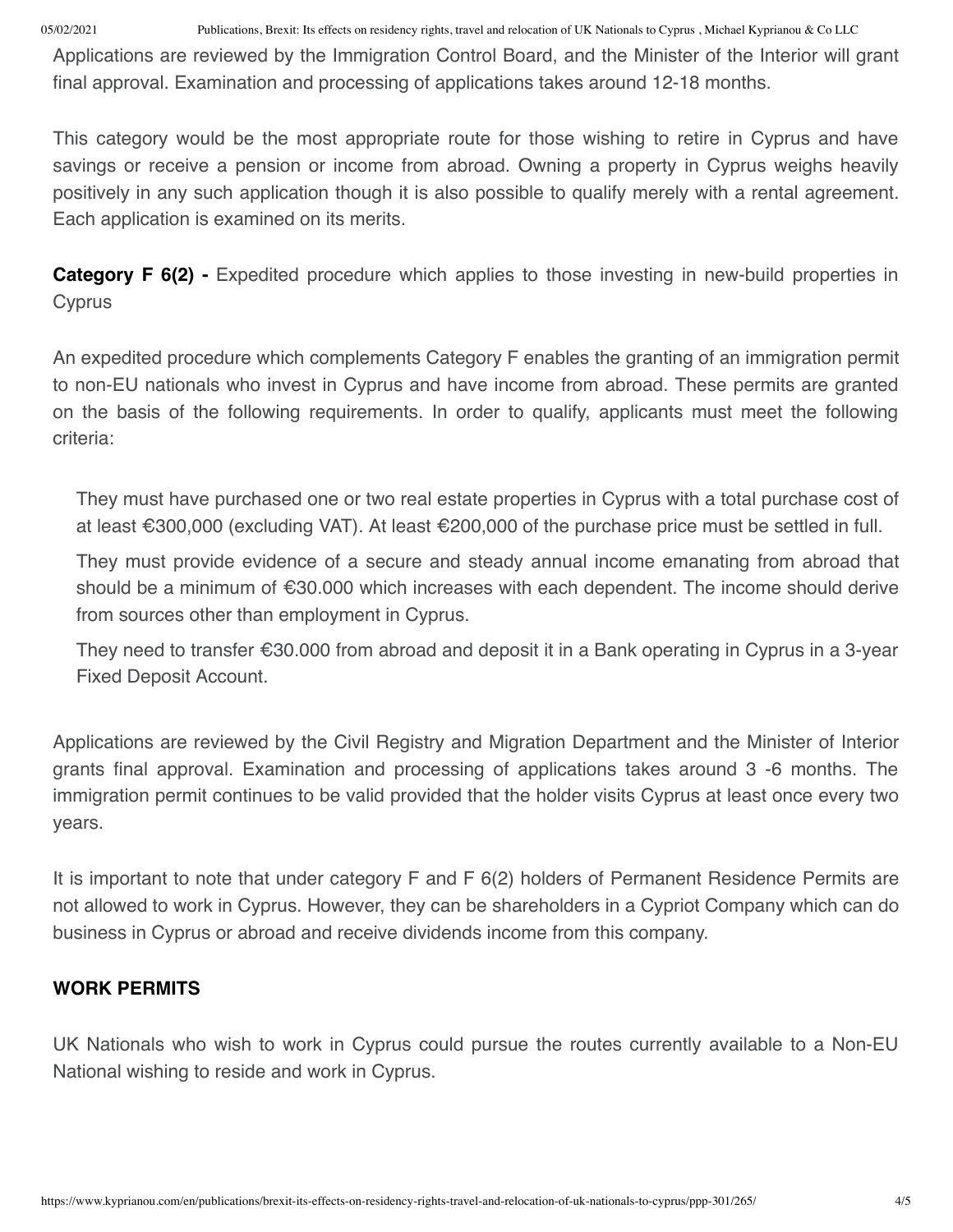Applications are reviewed by the Immigration Control Board, and the Minister of the Interior will grant final approval. Examination and processing of applications takes around 12-18 months.

This category would be the most appropriate route for those wishing to retire in Cyprus and have savings or receive a pension or income from abroad. Owning a property in Cyprus weighs heavily positively in any such application though it is also possible to qualify merely with a rental agreement. Each application is examined on its merits.

**Category F 6(2) -** Expedited procedure which applies to those investing in new-build properties in Cyprus

An expedited procedure which complements Category F enables the granting of an immigration permit to non-EU nationals who invest in Cyprus and have income from abroad. These permits are granted on the basis of the following requirements. In order to qualify, applicants must meet the following criteria:

- They must have purchased one or two real estate properties in Cyprus with a total purchase cost of at least €300,000 (excluding VAT). At least €200,000 of the purchase price must be settled in full.
- They must provide evidence of a secure and steady annual income emanating from abroad that should be a minimum of €30.000 which increases with each dependent. The income should derive from sources other than employment in Cyprus.
- They need to transfer €30.000 from abroad and deposit it in a Bank operating in Cyprus in a 3-year Fixed Deposit Account.

Applications are reviewed by the Civil Registry and Migration Department and the Minister of Interior grants final approval. Examination and processing of applications takes around 3 -6 months. The immigration permit continues to be valid provided that the holder visits Cyprus at least once every two years.

It is important to note that under category F and F 6(2) holders of Permanent Residence Permits are not allowed to work in Cyprus. However, they can be shareholders in a Cypriot Company which can do business in Cyprus or abroad and receive dividends income from this company.

**WORK PERMITS**

UK Nationals who wish to work in Cyprus could pursue the routes currently available to a Non-EU National wishing to reside and work in Cyprus.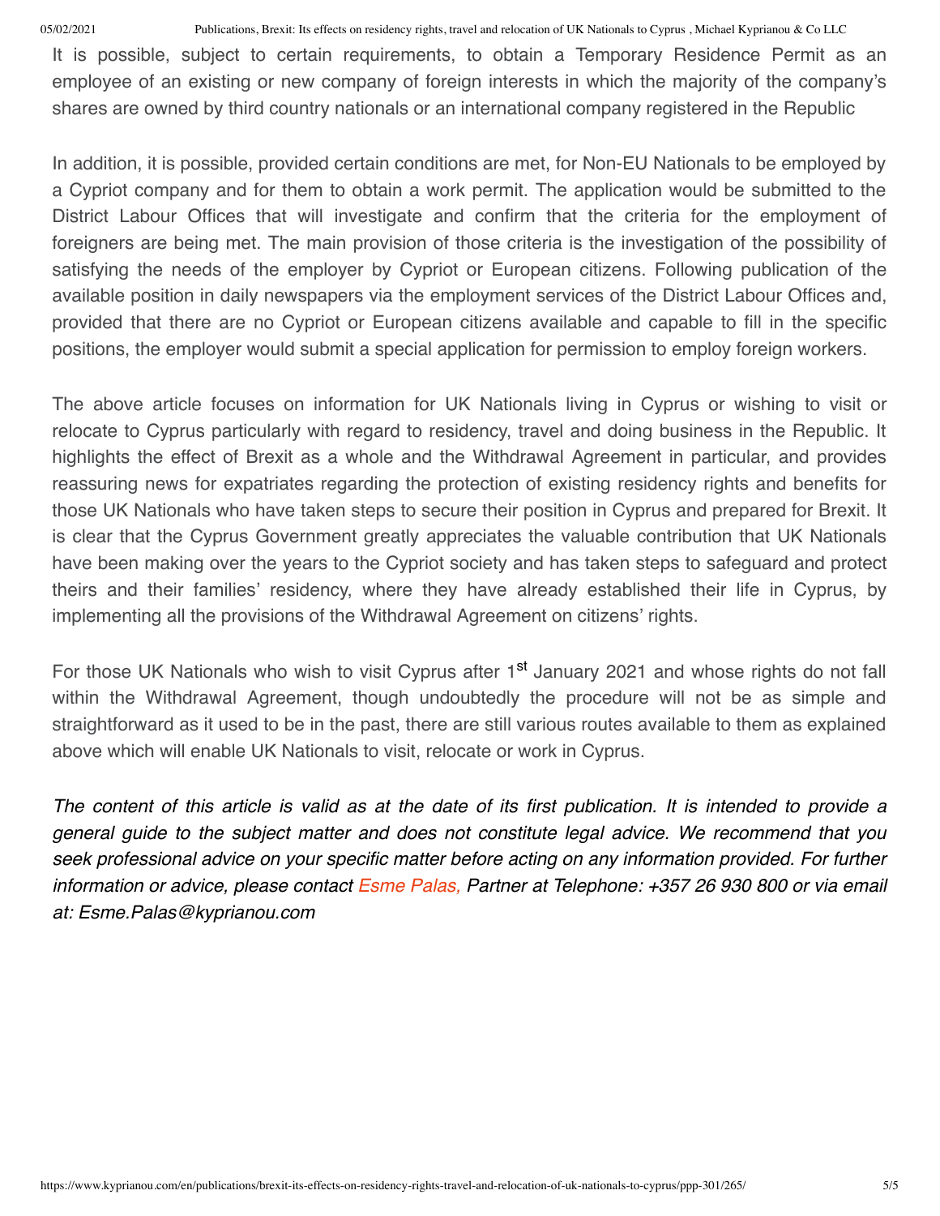It is possible, subject to certain requirements, to obtain a Temporary Residence Permit as an employee of an existing or new company of foreign interests in which the majority of the company's shares are owned by third country nationals or an international company registered in the Republic

In addition, it is possible, provided certain conditions are met, for Non-EU Nationals to be employed by a Cypriot company and for them to obtain a work permit. The application would be submitted to the District Labour Offices that will investigate and confirm that the criteria for the employment of foreigners are being met. The main provision of those criteria is the investigation of the possibility of satisfying the needs of the employer by Cypriot or European citizens. Following publication of the available position in daily newspapers via the employment services of the District Labour Offices and, provided that there are no Cypriot or European citizens available and capable to fill in the specific positions, the employer would submit a special application for permission to employ foreign workers.

The above article focuses on information for UK Nationals living in Cyprus or wishing to visit or relocate to Cyprus particularly with regard to residency, travel and doing business in the Republic. It highlights the effect of Brexit as a whole and the Withdrawal Agreement in particular, and provides reassuring news for expatriates regarding the protection of existing residency rights and benefits for those UK Nationals who have taken steps to secure their position in Cyprus and prepared for Brexit. It is clear that the Cyprus Government greatly appreciates the valuable contribution that UK Nationals have been making over the years to the Cypriot society and has taken steps to safeguard and protect theirs and their families' residency, where they have already established their life in Cyprus, by implementing all the provisions of the Withdrawal Agreement on citizens' rights.

For those UK Nationals who wish to visit Cyprus after 1st January 2021 and whose rights do not fall within the Withdrawal Agreement, though undoubtedly the procedure will not be as simple and straightforward as it used to be in the past, there are still various routes available to them as explained above which will enable UK Nationals to visit, relocate or work in Cyprus.

*The content of this article is valid as at the date of its first publication. It is intended to provide a general guide to the subject matter and does not constitute legal advice. We recommend that you seek professional advice on your specific matter before acting on any information provided. For further information or advice, please contact Esme Palas, Partner at Telephone: +357 26 930 800 or via email at: Esme.Palas@kyprianou.com*